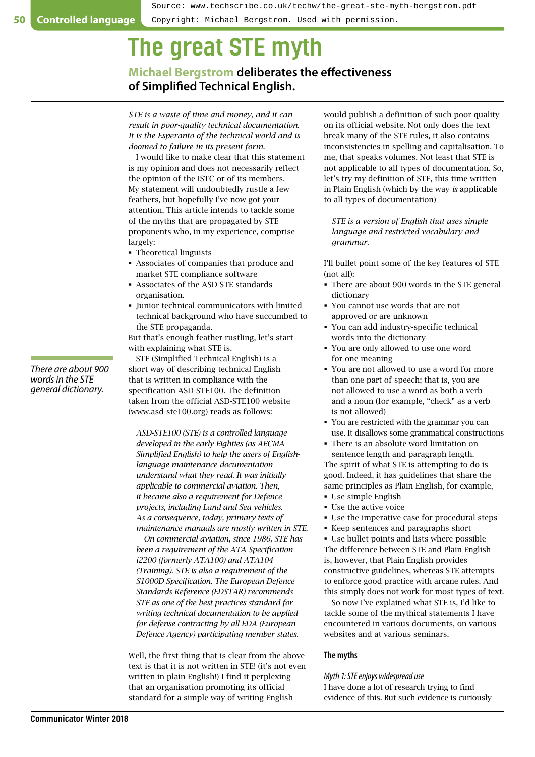Source: www.techscribe.co.uk/techw/the-great-ste-myth-bergstrom.pdf
Copyright: Michael Bergstrom. Used with permission.

# The great STE myth

## Michael Bergstrom deliberates the effectiveness of Simplified Technical English.

*STE is a waste of time and money, and it can result in poor-quality technical documentation. It is the Esperanto of the technical world and is doomed to failure in its present form.*

I would like to make clear that this statement is my opinion and does not necessarily reflect the opinion of the ISTC or of its members. My statement will undoubtedly rustle a few feathers, but hopefully I've now got your attention. This article intends to tackle some of the myths that are propagated by STE proponents who, in my experience, comprise largely:

- Theoretical linguists
- Associates of companies that produce and market STE compliance software
- Associates of the ASD STE standards organisation.
- Junior technical communicators with limited technical background who have succumbed to the STE propaganda.

But that's enough feather rustling, let's start with explaining what STE is.

*There are about 900 words in the STE general dictionary.*

STE (Simplified Technical English) is a short way of describing technical English that is written in compliance with the specification ASD-STE100. The definition taken from the official ASD-STE100 website (www.asd-ste100.org) reads as follows:

> *ASD-STE100 (STE) is a controlled language developed in the early Eighties (as AECMA Simplified English) to help the users of English-language maintenance documentation understand what they read. It was initially applicable to commercial aviation. Then, it became also a requirement for Defence projects, including Land and Sea vehicles. As a consequence, today, primary texts of maintenance manuals are mostly written in STE.*
>
> *On commercial aviation, since 1986, STE has been a requirement of the ATA Specification i2200 (formerly ATA100) and ATA104 (Training). STE is also a requirement of the S1000D Specification. The European Defence Standards Reference (EDSTAR) recommends STE as one of the best practices standard for writing technical documentation to be applied for defense contracting by all EDA (European Defence Agency) participating member states.*

Well, the first thing that is clear from the above text is that it is not written in STE! (it's not even written in plain English!) I find it perplexing that an organisation promoting its official standard for a simple way of writing English would publish a definition of such poor quality on its official website. Not only does the text break many of the STE rules, it also contains inconsistencies in spelling and capitalisation. To me, that speaks volumes. Not least that STE is not applicable to all types of documentation. So, let's try my definition of STE, this time written in Plain English (which by the way *is* applicable to all types of documentation)

> *STE is a version of English that uses simple language and restricted vocabulary and grammar.*

I'll bullet point some of the key features of STE (not all):

- There are about 900 words in the STE general dictionary
- You cannot use words that are not approved or are unknown
- You can add industry-specific technical words into the dictionary
- You are only allowed to use one word for one meaning
- You are not allowed to use a word for more than one part of speech; that is, you are not allowed to use a word as both a verb and a noun (for example, "check" as a verb is not allowed)
- You are restricted with the grammar you can use. It disallows some grammatical constructions
- There is an absolute word limitation on sentence length and paragraph length.

The spirit of what STE is attempting to do is good. Indeed, it has guidelines that share the same principles as Plain English, for example,

- Use simple English
- Use the active voice
- Use the imperative case for procedural steps
- Keep sentences and paragraphs short
- Use bullet points and lists where possible

The difference between STE and Plain English is, however, that Plain English provides constructive guidelines, whereas STE attempts to enforce good practice with arcane rules. And this simply does not work for most types of text.

So now I've explained what STE is, I'd like to tackle some of the mythical statements I have encountered in various documents, on various websites and at various seminars.

### The myths

*Myth 1: STE enjoys widespread use*

I have done a lot of research trying to find evidence of this. But such evidence is curiously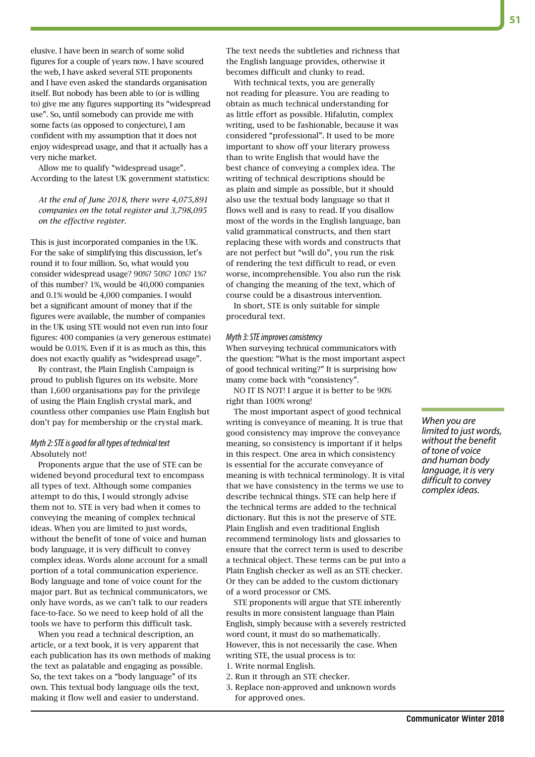elusive. I have been in search of some solid figures for a couple of years now. I have scoured the web, I have asked several STE proponents and I have even asked the standards organisation itself. But nobody has been able to (or is willing to) give me any figures supporting its "widespread use". So, until somebody can provide me with some facts (as opposed to conjecture), I am confident with my assumption that it does not enjoy widespread usage, and that it actually has a very niche market.

Allow me to qualify "widespread usage". According to the latest UK government statistics:

> *At the end of June 2018, there were 4,075,891 companies on the total register and 3,798,095 on the effective register.*

This is just incorporated companies in the UK. For the sake of simplifying this discussion, let's round it to four million. So, what would you consider widespread usage? 90%? 50%? 10%? 1%? of this number? 1%, would be 40,000 companies and 0.1% would be 4,000 companies. I would bet a significant amount of money that if the figures were available, the number of companies in the UK using STE would not even run into four figures: 400 companies (a very generous estimate) would be 0.01%. Even if it is as much as this, this does not exactly qualify as "widespread usage".

By contrast, the Plain English Campaign is proud to publish figures on its website. More than 1,600 organisations pay for the privilege of using the Plain English crystal mark, and countless other companies use Plain English but don't pay for membership or the crystal mark.

### *Myth 2: STE is good for all types of technical text*

Absolutely not!

Proponents argue that the use of STE can be widened beyond procedural text to encompass all types of text. Although some companies attempt to do this, I would strongly advise them not to. STE is very bad when it comes to conveying the meaning of complex technical ideas. When you are limited to just words, without the benefit of tone of voice and human body language, it is very difficult to convey complex ideas. Words alone account for a small portion of a total communication experience. Body language and tone of voice count for the major part. But as technical communicators, we only have words, as we can't talk to our readers face-to-face. So we need to keep hold of all the tools we have to perform this difficult task.

When you read a technical description, an article, or a text book, it is very apparent that each publication has its own methods of making the text as palatable and engaging as possible. So, the text takes on a "body language" of its own. This textual body language oils the text, making it flow well and easier to understand. The text needs the subtleties and richness that the English language provides, otherwise it becomes difficult and clunky to read.

With technical texts, you are generally not reading for pleasure. You are reading to obtain as much technical understanding for as little effort as possible. Hifalutin, complex writing, used to be fashionable, because it was considered "professional". It used to be more important to show off your literary prowess than to write English that would have the best chance of conveying a complex idea. The writing of technical descriptions should be as plain and simple as possible, but it should also use the textual body language so that it flows well and is easy to read. If you disallow most of the words in the English language, ban valid grammatical constructs, and then start replacing these with words and constructs that are not perfect but "will do", you run the risk of rendering the text difficult to read, or even worse, incomprehensible. You also run the risk of changing the meaning of the text, which of course could be a disastrous intervention.

In short, STE is only suitable for simple procedural text.

### *Myth 3: STE improves consistency*

When surveying technical communicators with the question: "What is the most important aspect of good technical writing?" It is surprising how many come back with "consistency".

NO IT IS NOT! I argue it is better to be 90% right than 100% wrong!

The most important aspect of good technical writing is conveyance of meaning. It is true that good consistency may improve the conveyance meaning, so consistency is important if it helps in this respect. One area in which consistency is essential for the accurate conveyance of meaning is with technical terminology. It is vital that we have consistency in the terms we use to describe technical things. STE can help here if the technical terms are added to the technical dictionary. But this is not the preserve of STE. Plain English and even traditional English recommend terminology lists and glossaries to ensure that the correct term is used to describe a technical object. These terms can be put into a Plain English checker as well as an STE checker. Or they can be added to the custom dictionary of a word processor or CMS.

STE proponents will argue that STE inherently results in more consistent language than Plain English, simply because with a severely restricted word count, it must do so mathematically. However, this is not necessarily the case. When writing STE, the usual process is to:

1. Write normal English.
2. Run it through an STE checker.
3. Replace non-approved and unknown words for approved ones.

> *When you are limited to just words, without the benefit of tone of voice and human body language, it is very difficult to convey complex ideas.*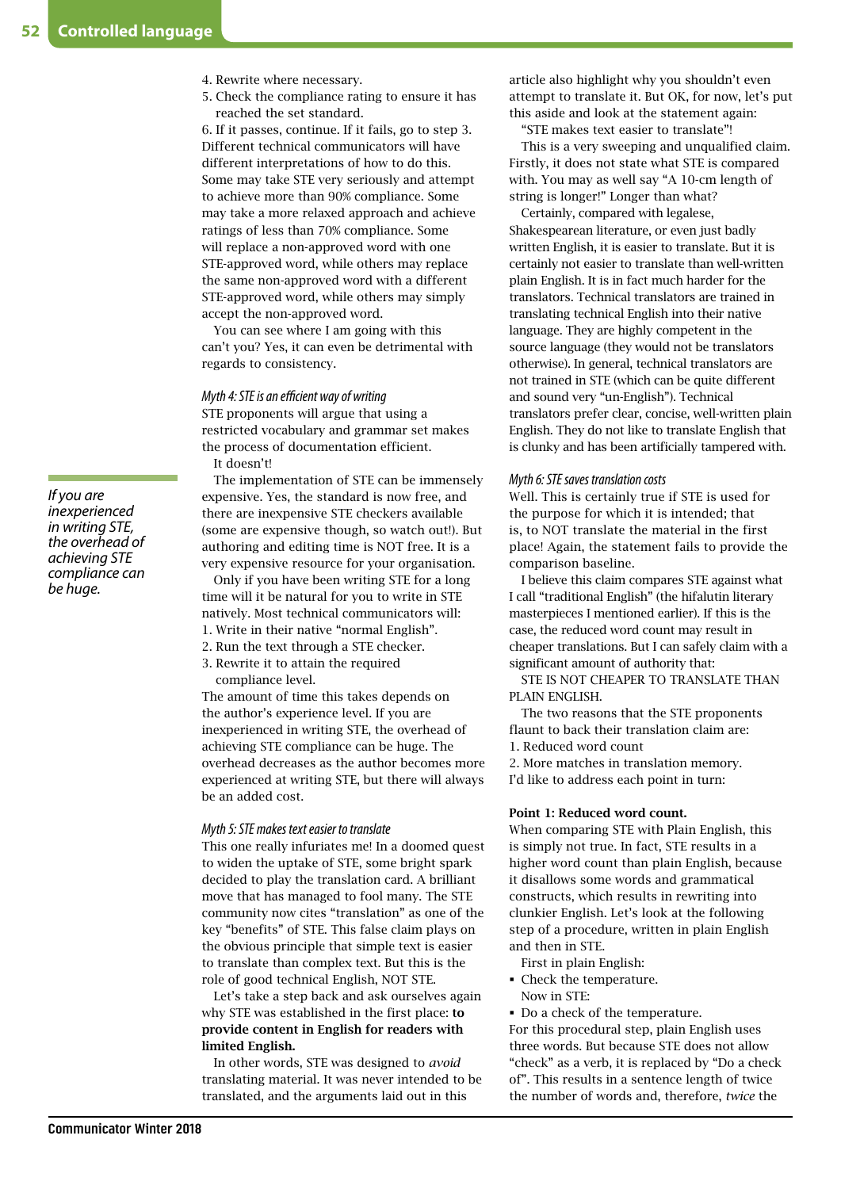4. Rewrite where necessary.
5. Check the compliance rating to ensure it has reached the set standard.
6. If it passes, continue. If it fails, go to step 3.

Different technical communicators will have different interpretations of how to do this. Some may take STE very seriously and attempt to achieve more than 90% compliance. Some may take a more relaxed approach and achieve ratings of less than 70% compliance. Some will replace a non-approved word with one STE-approved word, while others may replace the same non-approved word with a different STE-approved word, while others may simply accept the non-approved word.

You can see where I am going with this can't you? Yes, it can even be detrimental with regards to consistency.

### *Myth 4: STE is an efficient way of writing*

STE proponents will argue that using a restricted vocabulary and grammar set makes the process of documentation efficient.

It doesn't!

The implementation of STE can be immensely expensive. Yes, the standard is now free, and there are inexpensive STE checkers available (some are expensive though, so watch out!). But authoring and editing time is NOT free. It is a very expensive resource for your organisation.

Only if you have been writing STE for a long time will it be natural for you to write in STE natively. Most technical communicators will:

1. Write in their native "normal English".
2. Run the text through a STE checker.
3. Rewrite it to attain the required compliance level.

The amount of time this takes depends on the author's experience level. If you are inexperienced in writing STE, the overhead of achieving STE compliance can be huge. The overhead decreases as the author becomes more experienced at writing STE, but there will always be an added cost.

*If you are inexperienced in writing STE, the overhead of achieving STE compliance can be huge.*

### *Myth 5: STE makes text easier to translate*

This one really infuriates me! In a doomed quest to widen the uptake of STE, some bright spark decided to play the translation card. A brilliant move that has managed to fool many. The STE community now cites "translation" as one of the key "benefits" of STE. This false claim plays on the obvious principle that simple text is easier to translate than complex text. But this is the role of good technical English, NOT STE.

Let's take a step back and ask ourselves again why STE was established in the first place: **to provide content in English for readers with limited English.**

In other words, STE was designed to *avoid* translating material. It was never intended to be translated, and the arguments laid out in this article also highlight why you shouldn't even attempt to translate it. But OK, for now, let's put this aside and look at the statement again:

"STE makes text easier to translate"!

This is a very sweeping and unqualified claim. Firstly, it does not state what STE is compared with. You may as well say "A 10-cm length of string is longer!" Longer than what?

Certainly, compared with legalese, Shakespearean literature, or even just badly written English, it is easier to translate. But it is certainly not easier to translate than well-written plain English. It is in fact much harder for the translators. Technical translators are trained in translating technical English into their native language. They are highly competent in the source language (they would not be translators otherwise). In general, technical translators are not trained in STE (which can be quite different and sound very "un-English"). Technical translators prefer clear, concise, well-written plain English. They do not like to translate English that is clunky and has been artificially tampered with.

### *Myth 6: STE saves translation costs*

Well. This is certainly true if STE is used for the purpose for which it is intended; that is, to NOT translate the material in the first place! Again, the statement fails to provide the comparison baseline.

I believe this claim compares STE against what I call "traditional English" (the hifalutin literary masterpieces I mentioned earlier). If this is the case, the reduced word count may result in cheaper translations. But I can safely claim with a significant amount of authority that:

STE IS NOT CHEAPER TO TRANSLATE THAN PLAIN ENGLISH.

The two reasons that the STE proponents flaunt to back their translation claim are:

1. Reduced word count
2. More matches in translation memory.

I'd like to address each point in turn:

**Point 1: Reduced word count.**

When comparing STE with Plain English, this is simply not true. In fact, STE results in a higher word count than plain English, because it disallows some words and grammatical constructs, which results in rewriting into clunkier English. Let's look at the following step of a procedure, written in plain English and then in STE.

First in plain English:

- Check the temperature.

Now in STE:

- Do a check of the temperature.

For this procedural step, plain English uses three words. But because STE does not allow "check" as a verb, it is replaced by "Do a check of". This results in a sentence length of twice the number of words and, therefore, *twice* the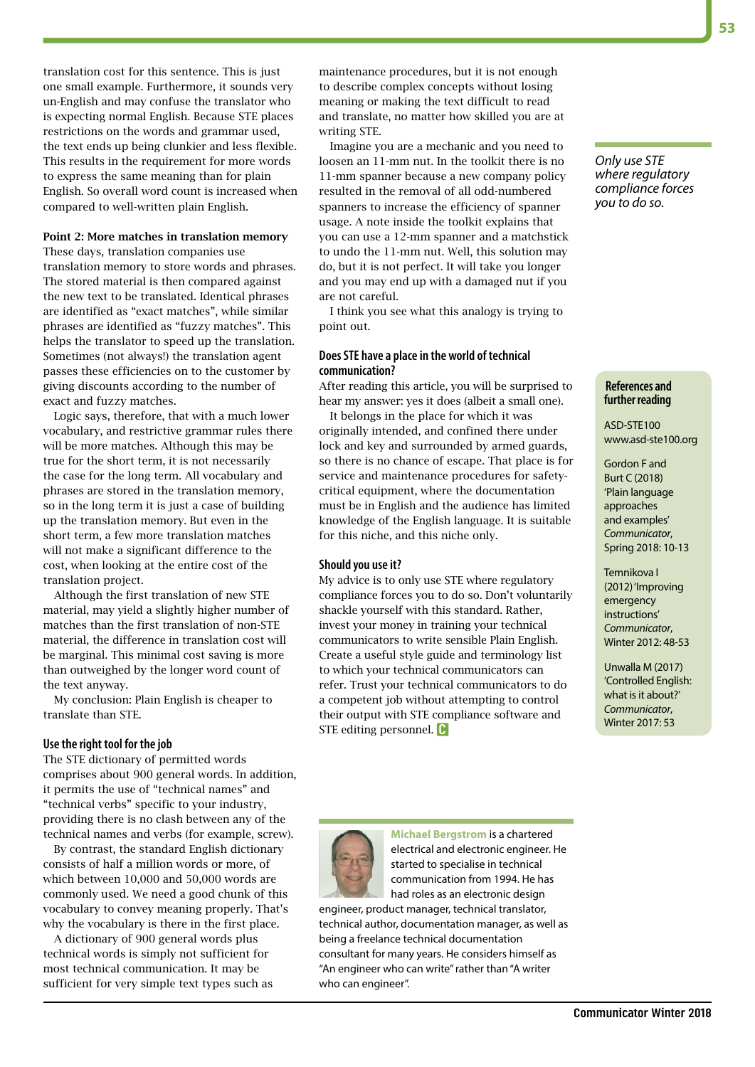translation cost for this sentence. This is just one small example. Furthermore, it sounds very un-English and may confuse the translator who is expecting normal English. Because STE places restrictions on the words and grammar used, the text ends up being clunkier and less flexible. This results in the requirement for more words to express the same meaning than for plain English. So overall word count is increased when compared to well-written plain English.

**Point 2: More matches in translation memory**

These days, translation companies use translation memory to store words and phrases. The stored material is then compared against the new text to be translated. Identical phrases are identified as "exact matches", while similar phrases are identified as "fuzzy matches". This helps the translator to speed up the translation. Sometimes (not always!) the translation agent passes these efficiencies on to the customer by giving discounts according to the number of exact and fuzzy matches.

Logic says, therefore, that with a much lower vocabulary, and restrictive grammar rules there will be more matches. Although this may be true for the short term, it is not necessarily the case for the long term. All vocabulary and phrases are stored in the translation memory, so in the long term it is just a case of building up the translation memory. But even in the short term, a few more translation matches will not make a significant difference to the cost, when looking at the entire cost of the translation project.

Although the first translation of new STE material, may yield a slightly higher number of matches than the first translation of non-STE material, the difference in translation cost will be marginal. This minimal cost saving is more than outweighed by the longer word count of the text anyway.

My conclusion: Plain English is cheaper to translate than STE.

## Use the right tool for the job

The STE dictionary of permitted words comprises about 900 general words. In addition, it permits the use of "technical names" and "technical verbs" specific to your industry, providing there is no clash between any of the technical names and verbs (for example, screw).

By contrast, the standard English dictionary consists of half a million words or more, of which between 10,000 and 50,000 words are commonly used. We need a good chunk of this vocabulary to convey meaning properly. That's why the vocabulary is there in the first place.

A dictionary of 900 general words plus technical words is simply not sufficient for most technical communication. It may be sufficient for very simple text types such as maintenance procedures, but it is not enough to describe complex concepts without losing meaning or making the text difficult to read and translate, no matter how skilled you are at writing STE.

Imagine you are a mechanic and you need to loosen an 11-mm nut. In the toolkit there is no 11-mm spanner because a new company policy resulted in the removal of all odd-numbered spanners to increase the efficiency of spanner usage. A note inside the toolkit explains that you can use a 12-mm spanner and a matchstick to undo the 11-mm nut. Well, this solution may do, but it is not perfect. It will take you longer and you may end up with a damaged nut if you are not careful.

I think you see what this analogy is trying to point out.

## Does STE have a place in the world of technical communication?

After reading this article, you will be surprised to hear my answer: yes it does (albeit a small one).

It belongs in the place for which it was originally intended, and confined there under lock and key and surrounded by armed guards, so there is no chance of escape. That place is for service and maintenance procedures for safety-critical equipment, where the documentation must be in English and the audience has limited knowledge of the English language. It is suitable for this niche, and this niche only.

## Should you use it?

My advice is to only use STE where regulatory compliance forces you to do so. Don't voluntarily shackle yourself with this standard. Rather, invest your money in training your technical communicators to write sensible Plain English. Create a useful style guide and terminology list to which your technical communicators can refer. Trust your technical communicators to do a competent job without attempting to control their output with STE compliance software and STE editing personnel.

*Only use STE where regulatory compliance forces you to do so.*

**Michael Bergstrom** is a chartered electrical and electronic engineer. He started to specialise in technical communication from 1994. He has had roles as an electronic design engineer, product manager, technical translator, technical author, documentation manager, as well as being a freelance technical documentation consultant for many years. He considers himself as "An engineer who can write" rather than "A writer who can engineer".

### References and further reading

ASD-STE100 www.asd-ste100.org

Gordon F and Burt C (2018) 'Plain language approaches and examples' *Communicator*, Spring 2018: 10-13

Temnikova I (2012) 'Improving emergency instructions' *Communicator*, Winter 2012: 48-53

Unwalla M (2017) 'Controlled English: what is it about?' *Communicator*, Winter 2017: 53